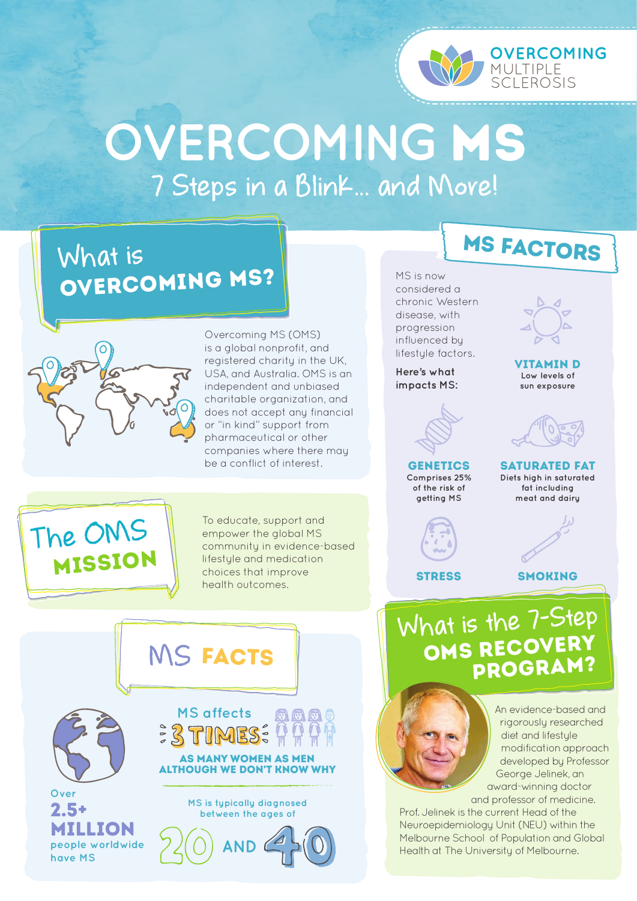OVERCOMING MULTIPLE SCLEROSIS

# OVERCOMING MS

## 7 Steps in a Blink... and More!

## What is OVERCOMING MS?

Overcoming MS (OMS) is a global nonprofit, and registered charity in the UK, USA, and Australia. OMS is an independent and unbiased charitable organization, and does not accept any financial or "in kind" support from pharmaceutical or other companies where there may be a conflict of interest.

## The OMS MISSION

To educate, support and empower the global MS community in evidence-based lifestyle and medication choices that improve health outcomes.

## MS FACTS

Over **2.5+ MILLION** people worldwide have MS

MS affects **3 TIMES** AS MANY WOMEN AS MEN ALTHOUGH WE DON'T KNOW WHY

MS is typically diagnosed between the ages of **20 AND 40**

## MS FACTORS

MS is now considered a chronic Western disease, with progression influenced by lifestyle factors.

**Here's what impacts MS:**

- **VITAMIN D** – Low levels of sun exposure
- **GENETICS** – Comprises 25% of the risk of getting MS
- **SATURATED FAT** – Diets high in saturated fat including meat and dairy
- **STRESS**
- **SMOKING**

## What is the 7-Step OMS RECOVERY PROGRAM?

An evidence-based and rigorously researched diet and lifestyle modification approach developed by Professor George Jelinek, an award-winning doctor and professor of medicine. Prof. Jelinek is the current Head of the Neuroepidemiology Unit (NEU) within the Melbourne School of Population and Global Health at The University of Melbourne.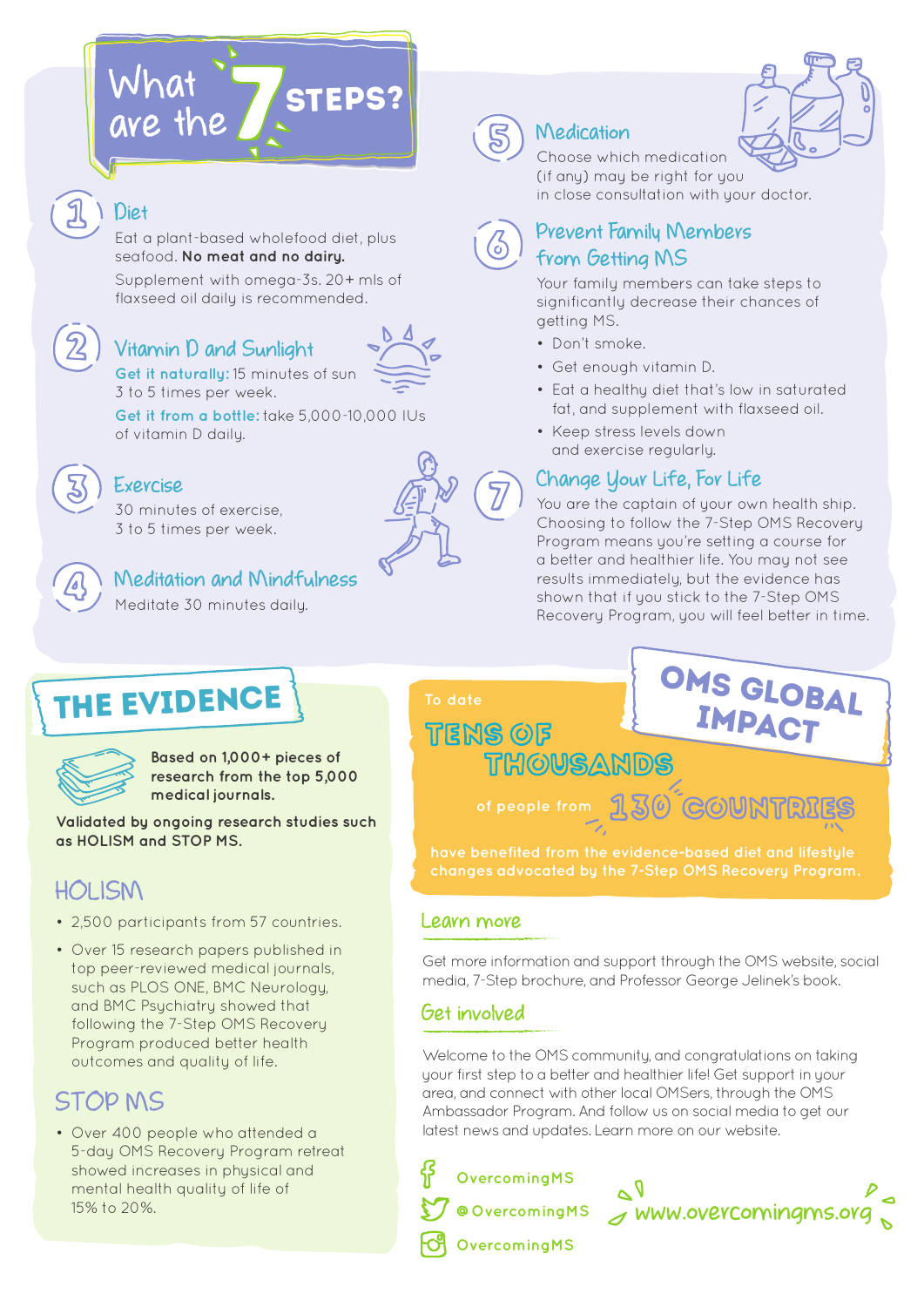# What are the 7 STEPS?

## 1 Diet

Eat a plant-based wholefood diet, plus seafood. **No meat and no dairy.**

Supplement with omega-3s. 20+ mls of flaxseed oil daily is recommended.

## 2 Vitamin D and Sunlight

**Get it naturally:** 15 minutes of sun 3 to 5 times per week.

**Get it from a bottle:** take 5,000-10,000 IUs of vitamin D daily.

## 3 Exercise

30 minutes of exercise, 3 to 5 times per week.

## 4 Meditation and Mindfulness

Meditate 30 minutes daily.

## 5 Medication

Choose which medication (if any) may be right for you in close consultation with your doctor.

## 6 Prevent Family Members from Getting MS

Your family members can take steps to significantly decrease their chances of getting MS.

- Don't smoke.
- Get enough vitamin D.
- Eat a healthy diet that's low in saturated fat, and supplement with flaxseed oil.
- Keep stress levels down and exercise regularly.

## 7 Change Your Life, For Life

You are the captain of your own health ship. Choosing to follow the 7-Step OMS Recovery Program means you're setting a course for a better and healthier life. You may not see results immediately, but the evidence has shown that if you stick to the 7-Step OMS Recovery Program, you will feel better in time.

# THE EVIDENCE

**Based on 1,000+ pieces of research from the top 5,000 medical journals.**

**Validated by ongoing research studies such as HOLISM and STOP MS.**

## HOLISM

- 2,500 participants from 57 countries.
- Over 15 research papers published in top peer-reviewed medical journals, such as PLOS ONE, BMC Neurology, and BMC Psychiatry showed that following the 7-Step OMS Recovery Program produced better health outcomes and quality of life.

## STOP MS

- Over 400 people who attended a 5-day OMS Recovery Program retreat showed increases in physical and mental health quality of life of 15% to 20%.

# OMS GLOBAL IMPACT

To date **TENS OF THOUSANDS** of people from **130 COUNTRIES** have benefited from the evidence-based diet and lifestyle changes advocated by the 7-Step OMS Recovery Program.

## Learn more

Get more information and support through the OMS website, social media, 7-Step brochure, and Professor George Jelinek's book.

## Get involved

Welcome to the OMS community, and congratulations on taking your first step to a better and healthier life! Get support in your area, and connect with other local OMSers, through the OMS Ambassador Program. And follow us on social media to get our latest news and updates. Learn more on our website.

OvercomingMS

@OvercomingMS

OvercomingMS

www.overcomingms.org